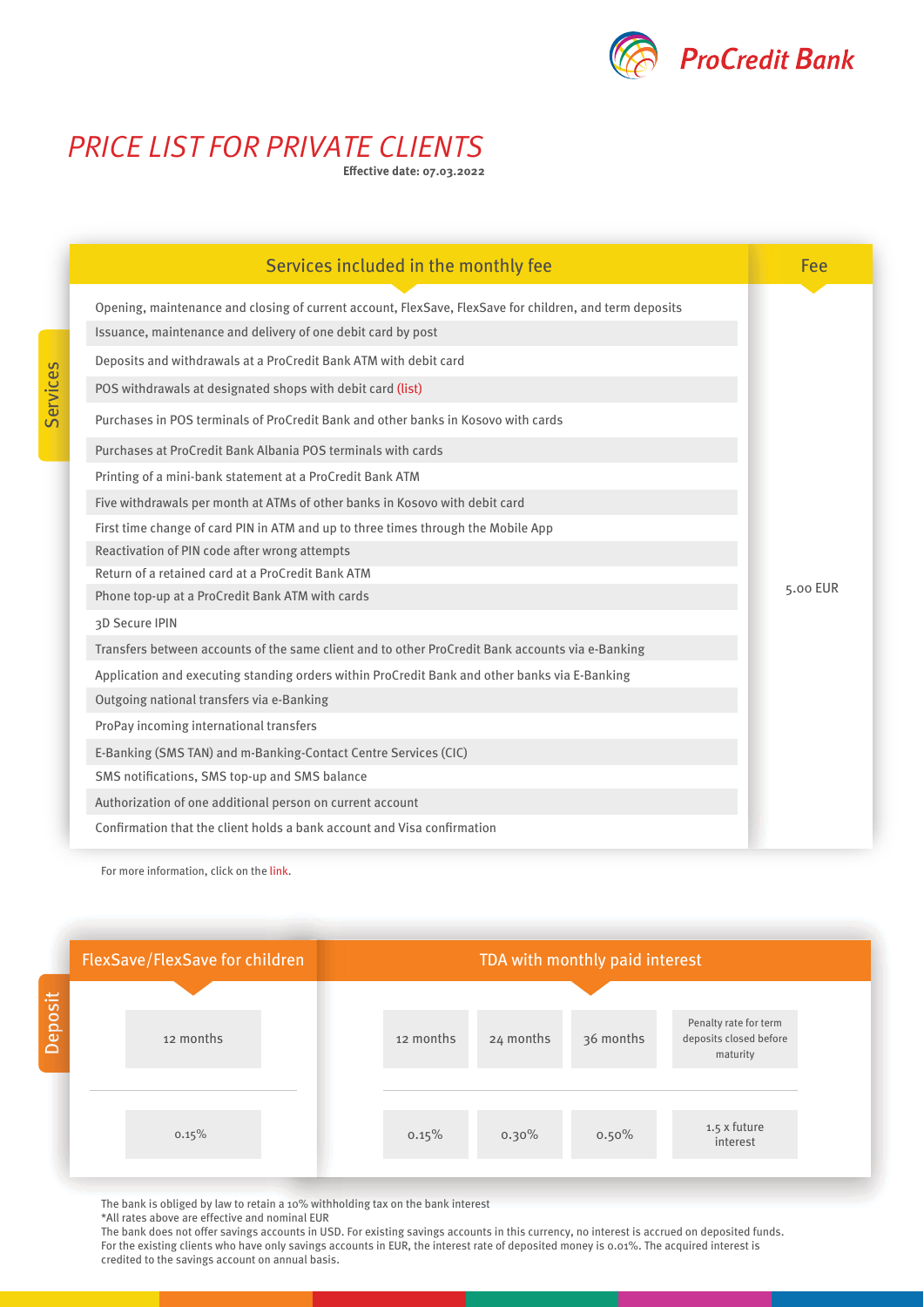ProCredit Bank

# PRICE LIST FOR PRIVATE CLIENTS

**Effective date: 07.03.2022**

## Services

| Services included in the monthly fee | Fee |
|---|---|
| Opening, maintenance and closing of current account, FlexSave, FlexSave for children, and term deposits | 5.00 EUR |
| Issuance, maintenance and delivery of one debit card by post | |
| Deposits and withdrawals at a ProCredit Bank ATM with debit card | |
| POS withdrawals at designated shops with debit card (list) | |
| Purchases in POS terminals of ProCredit Bank and other banks in Kosovo with cards | |
| Purchases at ProCredit Bank Albania POS terminals with cards | |
| Printing of a mini-bank statement at a ProCredit Bank ATM | |
| Five withdrawals per month at ATMs of other banks in Kosovo with debit card | |
| First time change of card PIN in ATM and up to three times through the Mobile App | |
| Reactivation of PIN code after wrong attempts | |
| Return of a retained card at a ProCredit Bank ATM | |
| Phone top-up at a ProCredit Bank ATM with cards | |
| 3D Secure IPIN | |
| Transfers between accounts of the same client and to other ProCredit Bank accounts via e-Banking | |
| Application and executing standing orders within ProCredit Bank and other banks via E-Banking | |
| Outgoing national transfers via e-Banking | |
| ProPay incoming international transfers | |
| E-Banking (SMS TAN) and m-Banking-Contact Centre Services (CIC) | |
| SMS notifications, SMS top-up and SMS balance | |
| Authorization of one additional person on current account | |
| Confirmation that the client holds a bank account and Visa confirmation | |

For more information, click on the link.

## Deposit

| FlexSave/FlexSave for children | TDA with monthly paid interest | | | |
|---|---|---|---|---|
| 12 months | 12 months | 24 months | 36 months | Penalty rate for term deposits closed before maturity |
| 0.15% | 0.15% | 0.30% | 0.50% | 1.5 x future interest |

The bank is obliged by law to retain a 10% withholding tax on the bank interest

*All rates above are effective and nominal EUR

The bank does not offer savings accounts in USD. For existing savings accounts in this currency, no interest is accrued on deposited funds. For the existing clients who have only savings accounts in EUR, the interest rate of deposited money is 0.01%. The acquired interest is credited to the savings account on annual basis.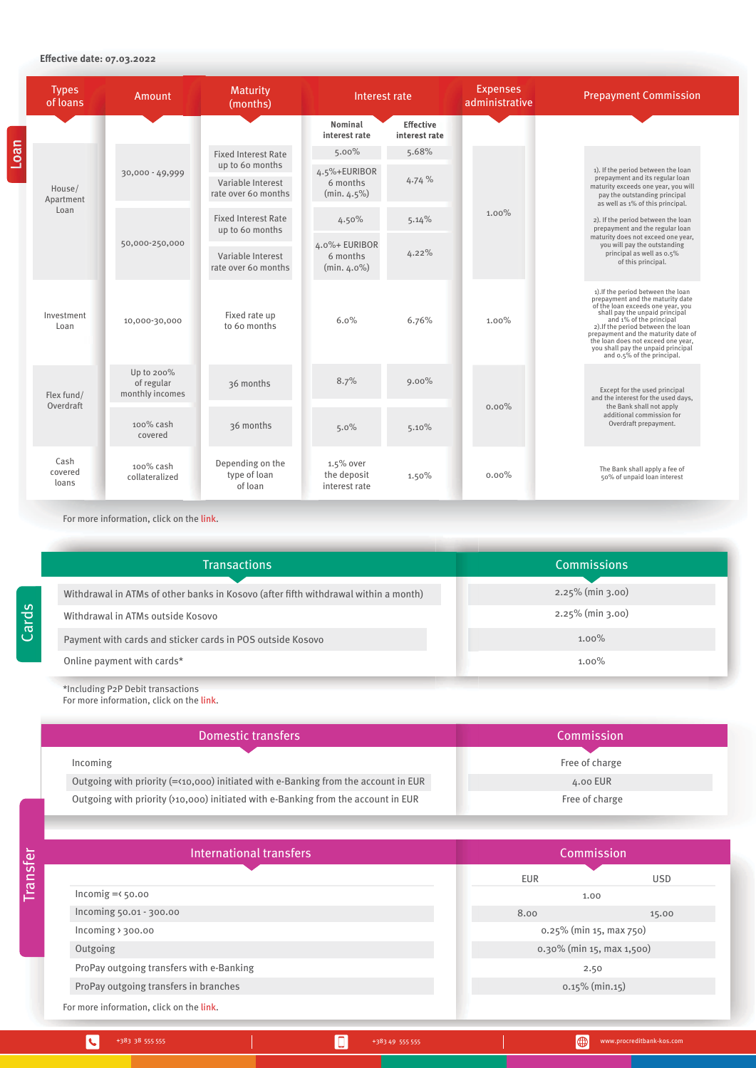**Effective date: 07.03.2022**

## Loan

| Types of loans | Amount | Maturity (months) | Interest rate | | Expenses administrative | Prepayment Commission |
|---|---|---|---|---|---|---|
| | | | Nominal interest rate | Effective interest rate | | |
| House/ Apartment Loan | 30,000 - 49,999 | Fixed Interest Rate up to 60 months | 5.00% | 5.68% | 1.00% | 1). If the period between the loan prepayment and its regular loan maturity exceeds one year, you will pay the outstanding principal as well as 1% of this principal. 2). If the period between the loan prepayment and the regular loan maturity does not exceed one year, you will pay the outstanding principal as well as 0.5% of this principal. |
| | | Variable Interest rate over 60 months | 4.5%+EURIBOR 6 months (min. 4.5%) | 4.74 % | | |
| | 50,000-250,000 | Fixed Interest Rate up to 60 months | 4.50% | 5.14% | | |
| | | Variable Interest rate over 60 months | 4.0%+ EURIBOR 6 months (min. 4.0%) | 4.22% | | |
| Investment Loan | 10,000-30,000 | Fixed rate up to 60 months | 6.0% | 6.76% | 1.00% | 1).If the period between the loan prepayment and the maturity date of the loan exceeds one year, you shall pay the unpaid principal and 1% of the principal 2).If the period between the loan prepayment and the maturity date of the loan does not exceed one year, you shall pay the unpaid principal and 0.5% of the principal. |
| Flex fund/ Overdraft | Up to 200% of regular monthly incomes | 36 months | 8.7% | 9.00% | 0.00% | Except for the used principal and the interest for the used days, the Bank shall not apply additional commission for Overdraft prepayment. |
| | 100% cash covered | 36 months | 5.0% | 5.10% | | |
| Cash covered loans | 100% cash collateralized | Depending on the type of loan of loan | 1.5% over the deposit interest rate | 1.50% | 0.00% | The Bank shall apply a fee of 50% of unpaid loan interest |

For more information, click on the link.

## Cards

| Transactions | Commissions |
|---|---|
| Withdrawal in ATMs of other banks in Kosovo (after fifth withdrawal within a month) | 2.25% (min 3.00) |
| Withdrawal in ATMs outside Kosovo | 2.25% (min 3.00) |
| Payment with cards and sticker cards in POS outside Kosovo | 1.00% |
| Online payment with cards* | 1.00% |

*Including P2P Debit transactions
For more information, click on the link.

## Transfer

| Domestic transfers | Commission |
|---|---|
| Incoming | Free of charge |
| Outgoing with priority (=<10,000) initiated with e-Banking from the account in EUR | 4.00 EUR |
| Outgoing with priority (>10,000) initiated with e-Banking from the account in EUR | Free of charge |

| International transfers | Commission EUR | Commission USD |
|---|---|---|
| Incomig =< 50.00 | 1.00 | |
| Incoming 50.01 - 300.00 | 8.00 | 15.00 |
| Incoming > 300.00 | 0.25% (min 15, max 750) | |
| Outgoing | 0.30% (min 15, max 1,500) | |
| ProPay outgoing transfers with e-Banking | 2.50 | |
| ProPay outgoing transfers in branches | 0.15% (min.15) | |

For more information, click on the link.

+383 38 555 555 | +383 49 555 555 | www.procreditbank-kos.com